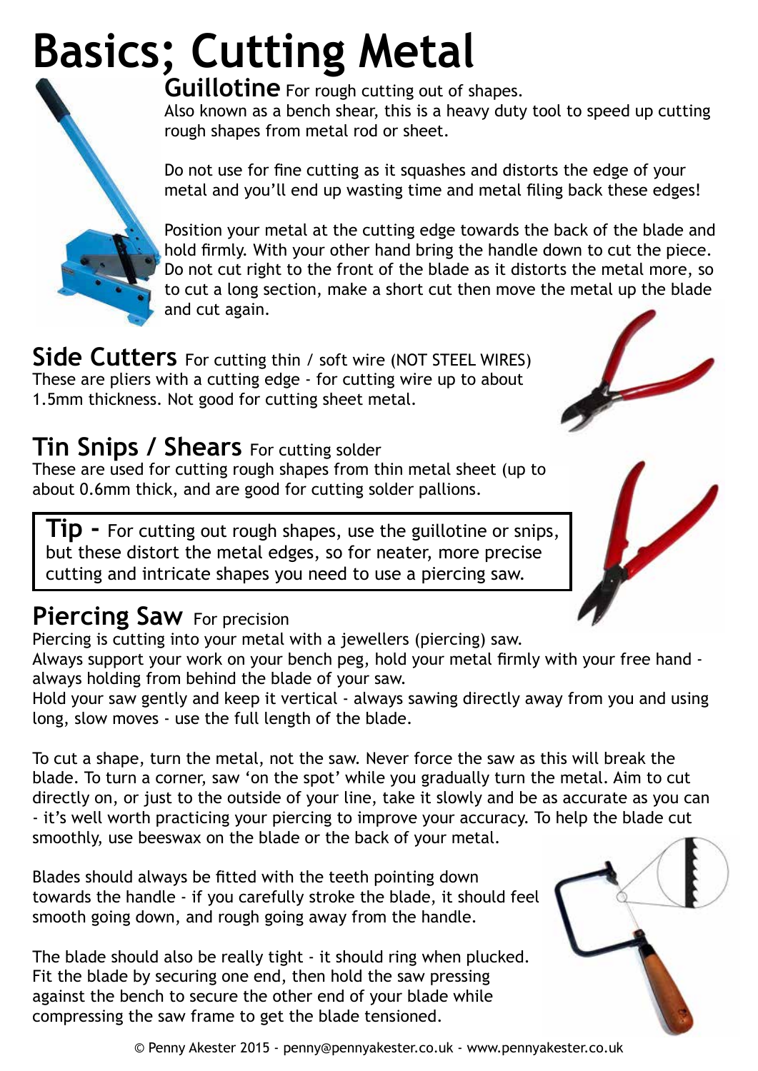# Basics; Cutting Metal

## Guillotine For rough cutting out of shapes.

Also known as a bench shear, this is a heavy duty tool to speed up cutting rough shapes from metal rod or sheet.

Do not use for fine cutting as it squashes and distorts the edge of your metal and you'll end up wasting time and metal filing back these edges!

Position your metal at the cutting edge towards the back of the blade and hold firmly. With your other hand bring the handle down to cut the piece. Do not cut right to the front of the blade as it distorts the metal more, so to cut a long section, make a short cut then move the metal up the blade and cut again.

## Side Cutters For cutting thin / soft wire (NOT STEEL WIRES)

These are pliers with a cutting edge - for cutting wire up to about 1.5mm thickness. Not good for cutting sheet metal.

## Tin Snips / Shears For cutting solder

These are used for cutting rough shapes from thin metal sheet (up to about 0.6mm thick, and are good for cutting solder pallions.

> **Tip -** For cutting out rough shapes, use the guillotine or snips, but these distort the metal edges, so for neater, more precise cutting and intricate shapes you need to use a piercing saw.

## Piercing Saw For precision

Piercing is cutting into your metal with a jewellers (piercing) saw.
Always support your work on your bench peg, hold your metal firmly with your free hand - always holding from behind the blade of your saw.
Hold your saw gently and keep it vertical - always sawing directly away from you and using long, slow moves - use the full length of the blade.

To cut a shape, turn the metal, not the saw. Never force the saw as this will break the blade. To turn a corner, saw 'on the spot' while you gradually turn the metal. Aim to cut directly on, or just to the outside of your line, take it slowly and be as accurate as you can - it's well worth practicing your piercing to improve your accuracy. To help the blade cut smoothly, use beeswax on the blade or the back of your metal.

Blades should always be fitted with the teeth pointing down towards the handle - if you carefully stroke the blade, it should feel smooth going down, and rough going away from the handle.

The blade should also be really tight - it should ring when plucked. Fit the blade by securing one end, then hold the saw pressing against the bench to secure the other end of your blade while compressing the saw frame to get the blade tensioned.

© Penny Akester 2015 - penny@pennyakester.co.uk - www.pennyakester.co.uk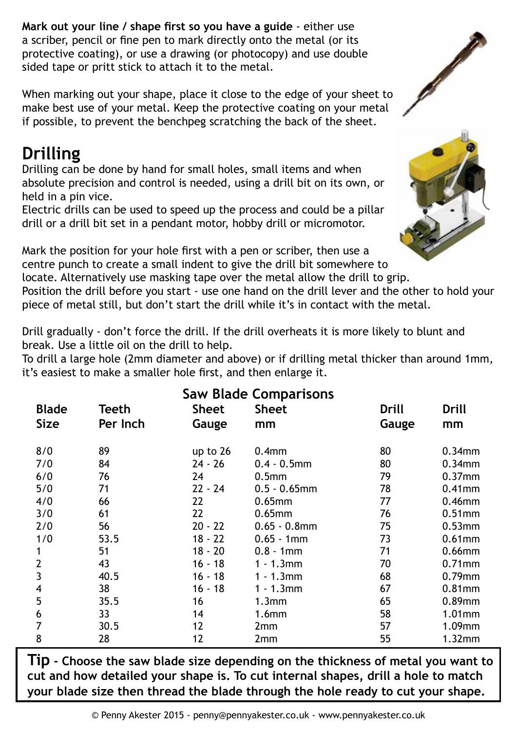**Mark out your line / shape first so you have a guide** - either use a scriber, pencil or fine pen to mark directly onto the metal (or its protective coating), or use a drawing (or photocopy) and use double sided tape or pritt stick to attach it to the metal.

When marking out your shape, place it close to the edge of your sheet to make best use of your metal. Keep the protective coating on your metal if possible, to prevent the benchpeg scratching the back of the sheet.

## Drilling

Drilling can be done by hand for small holes, small items and when absolute precision and control is needed, using a drill bit on its own, or held in a pin vice.
Electric drills can be used to speed up the process and could be a pillar drill or a drill bit set in a pendant motor, hobby drill or micromotor.

Mark the position for your hole first with a pen or scriber, then use a centre punch to create a small indent to give the drill bit somewhere to locate. Alternatively use masking tape over the metal allow the drill to grip.
Position the drill before you start - use one hand on the drill lever and the other to hold your piece of metal still, but don't start the drill while it's in contact with the metal.

Drill gradually - don't force the drill. If the drill overheats it is more likely to blunt and break. Use a little oil on the drill to help.
To drill a large hole (2mm diameter and above) or if drilling metal thicker than around 1mm, it's easiest to make a smaller hole first, and then enlarge it.

### Saw Blade Comparisons

| Blade Size | Teeth Per Inch | Sheet Gauge | Sheet mm | Drill Gauge | Drill mm |
|---|---|---|---|---|---|
| 8/0 | 89 | up to 26 | 0.4mm | 80 | 0.34mm |
| 7/0 | 84 | 24 - 26 | 0.4 - 0.5mm | 80 | 0.34mm |
| 6/0 | 76 | 24 | 0.5mm | 79 | 0.37mm |
| 5/0 | 71 | 22 - 24 | 0.5 - 0.65mm | 78 | 0.41mm |
| 4/0 | 66 | 22 | 0.65mm | 77 | 0.46mm |
| 3/0 | 61 | 22 | 0.65mm | 76 | 0.51mm |
| 2/0 | 56 | 20 - 22 | 0.65 - 0.8mm | 75 | 0.53mm |
| 1/0 | 53.5 | 18 - 22 | 0.65 - 1mm | 73 | 0.61mm |
| 1 | 51 | 18 - 20 | 0.8 - 1mm | 71 | 0.66mm |
| 2 | 43 | 16 - 18 | 1 - 1.3mm | 70 | 0.71mm |
| 3 | 40.5 | 16 - 18 | 1 - 1.3mm | 68 | 0.79mm |
| 4 | 38 | 16 - 18 | 1 - 1.3mm | 67 | 0.81mm |
| 5 | 35.5 | 16 | 1.3mm | 65 | 0.89mm |
| 6 | 33 | 14 | 1.6mm | 58 | 1.01mm |
| 7 | 30.5 | 12 | 2mm | 57 | 1.09mm |
| 8 | 28 | 12 | 2mm | 55 | 1.32mm |

**Tip - Choose the saw blade size depending on the thickness of metal you want to cut and how detailed your shape is. To cut internal shapes, drill a hole to match your blade size then thread the blade through the hole ready to cut your shape.**

© Penny Akester 2015 - penny@pennyakester.co.uk - www.pennyakester.co.uk